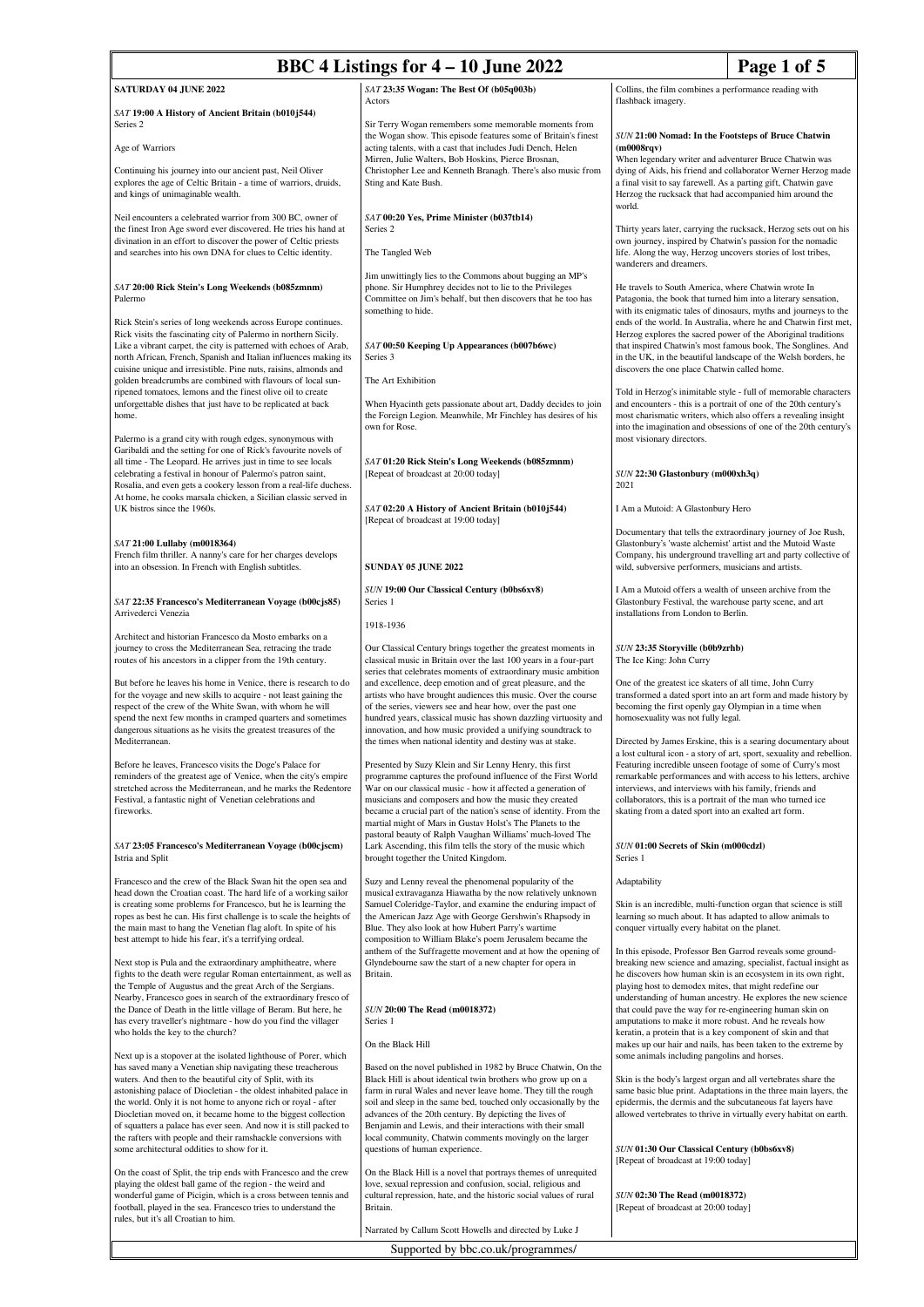# BBC 4 Listings for 4 – 10 June 2022

## SATURDAY 04 JUNE 2022

### *SAT* 19:00 A History of Ancient Britain (b010j544)

Series 2

Age of Warriors

Continuing his journey into our ancient past, Neil Oliver explores the age of Celtic Britain - a time of warriors, druids, and kings of unimaginable wealth.

Neil encounters a celebrated warrior from 300 BC, owner of the finest Iron Age sword ever discovered. He tries his hand at divination in an effort to discover the power of Celtic priests and searches into his own DNA for clues to Celtic identity.

### *SAT* 20:00 Rick Stein's Long Weekends (b085zmnm)

Palermo

Rick Stein's series of long weekends across Europe continues. Rick visits the fascinating city of Palermo in northern Sicily. Like a vibrant carpet, the city is patterned with echoes of Arab, north African, French, Spanish and Italian influences making its cuisine unique and irresistible. Pine nuts, raisins, almonds and golden breadcrumbs are combined with flavours of local sun-ripened tomatoes, lemons and the finest olive oil to create unforgettable dishes that just have to be replicated at back home.

Palermo is a grand city with rough edges, synonymous with Garibaldi and the setting for one of Rick's favourite novels of all time - The Leopard. He arrives just in time to see locals celebrating a festival in honour of Palermo's patron saint, Rosalia, and even gets a cookery lesson from a real-life duchess. At home, he cooks marsala chicken, a Sicilian classic served in UK bistros since the 1960s.

### *SAT* 21:00 Lullaby (m0018364)

French film thriller. A nanny's care for her charges develops into an obsession. In French with English subtitles.

### *SAT* 22:35 Francesco's Mediterranean Voyage (b00cjs85)

Arrivederci Venezia

Architect and historian Francesco da Mosto embarks on a journey to cross the Mediterranean Sea, retracing the trade routes of his ancestors in a clipper from the 19th century.

But before he leaves his home in Venice, there is research to do for the voyage and new skills to acquire - not least gaining the respect of the crew of the White Swan, with whom he will spend the next few months in cramped quarters and sometimes dangerous situations as he visits the greatest treasures of the Mediterranean.

Before he leaves, Francesco visits the Doge's Palace for reminders of the greatest age of Venice, when the city's empire stretched across the Mediterranean, and he marks the Redentore Festival, a fantastic night of Venetian celebrations and fireworks.

### *SAT* 23:05 Francesco's Mediterranean Voyage (b00cjscm)

Istria and Split

Francesco and the crew of the Black Swan hit the open sea and head down the Croatian coast. The hard life of a working sailor is creating some problems for Francesco, but he is learning the ropes as best he can. His first challenge is to scale the heights of the main mast to hang the Venetian flag aloft. In spite of his best attempt to hide his fear, it's a terrifying ordeal.

Next stop is Pula and the extraordinary amphitheatre, where fights to the death were regular Roman entertainment, as well as the Temple of Augustus and the great Arch of the Sergians. Nearby, Francesco goes in search of the extraordinary fresco of the Dance of Death in the little village of Beram. But here, he has every traveller's nightmare - how do you find the villager who holds the key to the church?

Next up is a stopover at the isolated lighthouse of Porer, which has saved many a Venetian ship navigating these treacherous waters. And then to the beautiful city of Split, with its astonishing palace of Diocletian - the oldest inhabited palace in the world. Only it is not home to anyone rich or royal - after Diocletian moved on, it became home to the biggest collection of squatters a palace has ever seen. And now it is still packed to the rafters with people and their ramshackle conversions with some architectural oddities to show for it.

On the coast of Split, the trip ends with Francesco and the crew playing the oldest ball game of the region - the weird and wonderful game of Picigin, which is a cross between tennis and football, played in the sea. Francesco tries to understand the rules, but it's all Croatian to him.

### *SAT* 23:35 Wogan: The Best Of (b05q003b)

Actors

Sir Terry Wogan remembers some memorable moments from the Wogan show. This episode features some of Britain's finest acting talents, with a cast that includes Judi Dench, Helen Mirren, Julie Walters, Bob Hoskins, Pierce Brosnan, Christopher Lee and Kenneth Branagh. There's also music from Sting and Kate Bush.

### *SAT* 00:20 Yes, Prime Minister (b037tb14)

Series 2

The Tangled Web

Jim unwittingly lies to the Commons about bugging an MP's phone. Sir Humphrey decides not to lie to the Privileges Committee on Jim's behalf, but then discovers that he too has something to hide.

### *SAT* 00:50 Keeping Up Appearances (b007b6wc)

Series 3

The Art Exhibition

When Hyacinth gets passionate about art, Daddy decides to join the Foreign Legion. Meanwhile, Mr Finchley has desires of his own for Rose.

### *SAT* 01:20 Rick Stein's Long Weekends (b085zmnm)

[Repeat of broadcast at 20:00 today]

### *SAT* 02:20 A History of Ancient Britain (b010j544)

[Repeat of broadcast at 19:00 today]

## SUNDAY 05 JUNE 2022

### *SUN* 19:00 Our Classical Century (b0bs6xv8)

Series 1

1918-1936

Our Classical Century brings together the greatest moments in classical music in Britain over the last 100 years in a four-part series that celebrates moments of extraordinary music ambition and excellence, deep emotion and of great pleasure, and the artists who have brought audiences this music. Over the course of the series, viewers see and hear how, over the past one hundred years, classical music has shown dazzling virtuosity and innovation, and how music provided a unifying soundtrack to the times when national identity and destiny was at stake.

Presented by Suzy Klein and Sir Lenny Henry, this first programme captures the profound influence of the First World War on our classical music - how it affected a generation of musicians and composers and how the music they created became a crucial part of the nation's sense of identity. From the martial might of Mars in Gustav Holst's The Planets to the pastoral beauty of Ralph Vaughan Williams' much-loved The Lark Ascending, this film tells the story of the music which brought together the United Kingdom.

Suzy and Lenny reveal the phenomenal popularity of the musical extravaganza Hiawatha by the now relatively unknown Samuel Coleridge-Taylor, and examine the enduring impact of the American Jazz Age with George Gershwin's Rhapsody in Blue. They also look at how Hubert Parry's wartime composition to William Blake's poem Jerusalem became the anthem of the Suffragette movement and at how the opening of Glyndebourne saw the start of a new chapter for opera in Britain.

### *SUN* 20:00 The Read (m0018372)

Series 1

On the Black Hill

Based on the novel published in 1982 by Bruce Chatwin, On the Black Hill is about identical twin brothers who grow up on a farm in rural Wales and never leave home. They till the rough soil and sleep in the same bed, touched only occasionally by the advances of the 20th century. By depicting the lives of Benjamin and Lewis, and their interactions with their small local community, Chatwin comments movingly on the larger questions of human experience.

On the Black Hill is a novel that portrays themes of unrequited love, sexual repression and confusion, social, religious and cultural repression, hate, and the historic social values of rural Britain.

Narrated by Callum Scott Howells and directed by Luke J Collins, the film combines a performance reading with flashback imagery.

### *SUN* 21:00 Nomad: In the Footsteps of Bruce Chatwin (m0008rqv)

When legendary writer and adventurer Bruce Chatwin was dying of Aids, his friend and collaborator Werner Herzog made a final visit to say farewell. As a parting gift, Chatwin gave Herzog the rucksack that had accompanied him around the world.

Thirty years later, carrying the rucksack, Herzog sets out on his own journey, inspired by Chatwin's passion for the nomadic life. Along the way, Herzog uncovers stories of lost tribes, wanderers and dreamers.

He travels to South America, where Chatwin wrote In Patagonia, the book that turned him into a literary sensation, with its enigmatic tales of dinosaurs, myths and journeys to the ends of the world. In Australia, where he and Chatwin first met, Herzog explores the sacred power of the Aboriginal traditions that inspired Chatwin's most famous book, The Songlines. And in the UK, in the beautiful landscape of the Welsh borders, he discovers the one place Chatwin called home.

Told in Herzog's inimitable style - full of memorable characters and encounters - this is a portrait of one of the 20th century's most charismatic writers, which also offers a revealing insight into the imagination and obsessions of one of the 20th century's most visionary directors.

### *SUN* 22:30 Glastonbury (m000xh3q)

2021

I Am a Mutoid: A Glastonbury Hero

Documentary that tells the extraordinary journey of Joe Rush, Glastonbury's 'waste alchemist' artist and the Mutoid Waste Company, his underground travelling art and party collective of wild, subversive performers, musicians and artists.

I Am a Mutoid offers a wealth of unseen archive from the Glastonbury Festival, the warehouse party scene, and art installations from London to Berlin.

### *SUN* 23:35 Storyville (b0b9zrhb)

The Ice King: John Curry

One of the greatest ice skaters of all time, John Curry transformed a dated sport into an art form and made history by becoming the first openly gay Olympian in a time when homosexuality was not fully legal.

Directed by James Erskine, this is a searing documentary about a lost cultural icon - a story of art, sport, sexuality and rebellion. Featuring incredible unseen footage of some of Curry's most remarkable performances and with access to his letters, archive interviews, and interviews with his family, friends and collaborators, this is a portrait of the man who turned ice skating from a dated sport into an exalted art form.

### *SUN* 01:00 Secrets of Skin (m000cdzl)

Series 1

Adaptability

Skin is an incredible, multi-function organ that science is still learning so much about. It has adapted to allow animals to conquer virtually every habitat on the planet.

In this episode, Professor Ben Garrod reveals some ground-breaking new science and amazing, specialist, factual insight as he discovers how human skin is an ecosystem in its own right, playing host to demodex mites, that might redefine our understanding of human ancestry. He explores the new science that could pave the way for re-engineering human skin on amputations to make it more robust. And he reveals how keratin, a protein that is a key component of skin and that makes up our hair and nails, has been taken to the extreme by some animals including pangolins and horses.

Skin is the body's largest organ and all vertebrates share the same basic blue print. Adaptations in the three main layers, the epidermis, the dermis and the subcutaneous fat layers have allowed vertebrates to thrive in virtually every habitat on earth.

### *SUN* 01:30 Our Classical Century (b0bs6xv8)

[Repeat of broadcast at 19:00 today]

### *SUN* 02:30 The Read (m0018372)

[Repeat of broadcast at 20:00 today]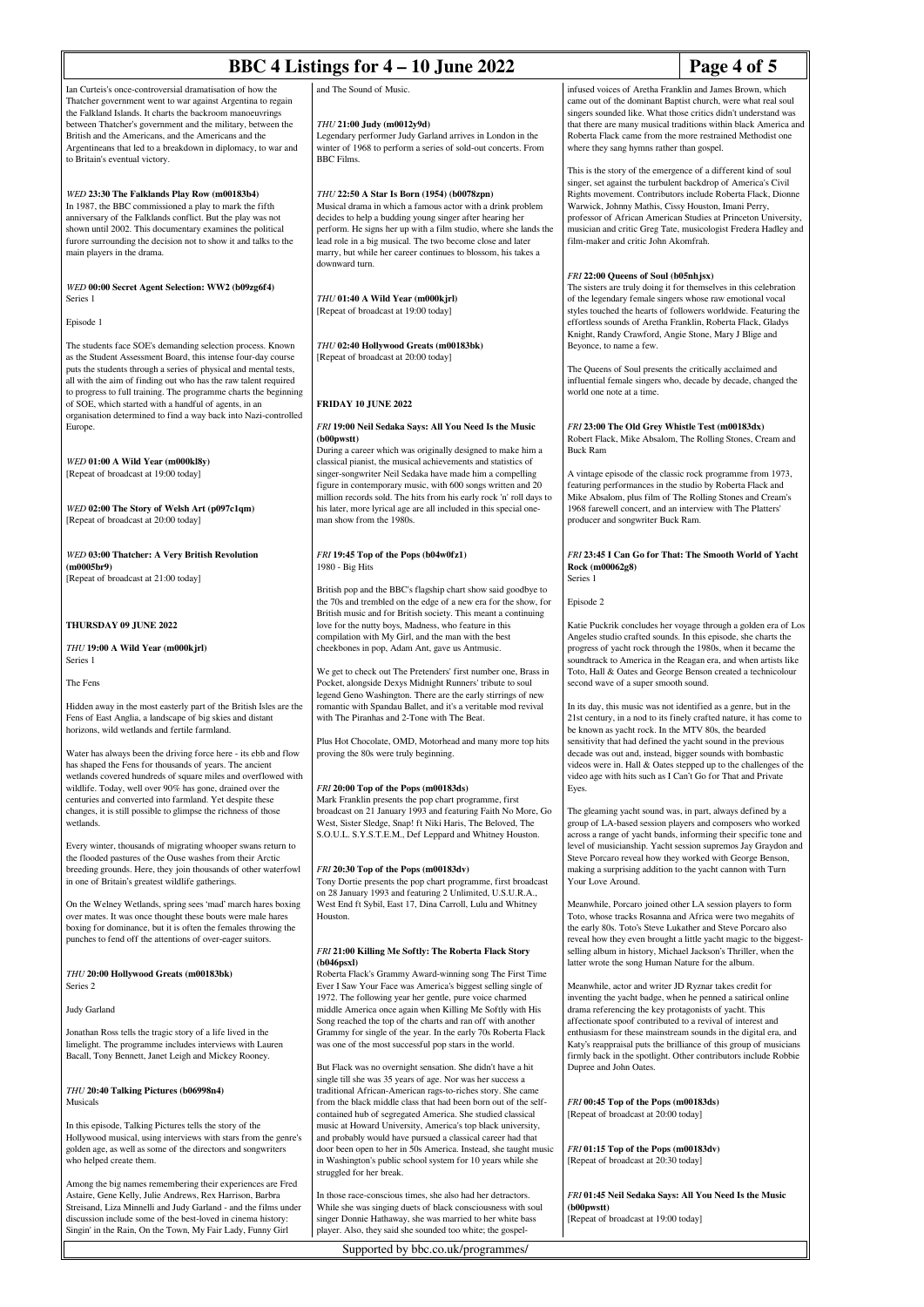Ian Curteis's once-controversial dramatisation of how the Thatcher government went to war against Argentina to regain the Falkland Islands. It charts the backroom manoeuvrings between Thatcher's government and the military, between the British and the Americans, and the Americans and the Argentineans that led to a breakdown in diplomacy, to war and to Britain's eventual victory.

*WED* **23:30 The Falklands Play Row (m00183b4)**
In 1987, the BBC commissioned a play to mark the fifth anniversary of the Falklands conflict. But the play was not shown until 2002. This documentary examines the political furore surrounding the decision not to show it and talks to the main players in the drama.

*WED* **00:00 Secret Agent Selection: WW2 (b09zg6f4)**
Series 1

Episode 1

The students face SOE's demanding selection process. Known as the Student Assessment Board, this intense four-day course puts the students through a series of physical and mental tests, all with the aim of finding out who has the raw talent required to progress to full training. The programme charts the beginning of SOE, which started with a handful of agents, in an organisation determined to find a way back into Nazi-controlled Europe.

*WED* **01:00 A Wild Year (m000kl8y)**
[Repeat of broadcast at 19:00 today]

*WED* **02:00 The Story of Welsh Art (p097c1qm)**
[Repeat of broadcast at 20:00 today]

*WED* **03:00 Thatcher: A Very British Revolution (m0005br9)**
[Repeat of broadcast at 21:00 today]

## THURSDAY 09 JUNE 2022

*THU* **19:00 A Wild Year (m000kjrl)**
Series 1

The Fens

Hidden away in the most easterly part of the British Isles are the Fens of East Anglia, a landscape of big skies and distant horizons, wild wetlands and fertile farmland.

Water has always been the driving force here - its ebb and flow has shaped the Fens for thousands of years. The ancient wetlands covered hundreds of square miles and overflowed with wildlife. Today, well over 90% has gone, drained over the centuries and converted into farmland. Yet despite these changes, it is still possible to glimpse the richness of those wetlands.

Every winter, thousands of migrating whooper swans return to the flooded pastures of the Ouse washes from their Arctic breeding grounds. Here, they join thousands of other waterfowl in one of Britain's greatest wildlife gatherings.

On the Welney Wetlands, spring sees 'mad' march hares boxing over mates. It was once thought these bouts were male hares boxing for dominance, but it is often the females throwing the punches to fend off the attentions of over-eager suitors.

*THU* **20:00 Hollywood Greats (m00183bk)**
Series 2

Judy Garland

Jonathan Ross tells the tragic story of a life lived in the limelight. The programme includes interviews with Lauren Bacall, Tony Bennett, Janet Leigh and Mickey Rooney.

*THU* **20:40 Talking Pictures (b06998n4)**
Musicals

In this episode, Talking Pictures tells the story of the Hollywood musical, using interviews with stars from the genre's golden age, as well as some of the directors and songwriters who helped create them.

Among the big names remembering their experiences are Fred Astaire, Gene Kelly, Julie Andrews, Rex Harrison, Barbra Streisand, Liza Minnelli and Judy Garland - and the films under discussion include some of the best-loved in cinema history: Singin' in the Rain, On the Town, My Fair Lady, Funny Girl and The Sound of Music.

*THU* **21:00 Judy (m0012y9d)**
Legendary performer Judy Garland arrives in London in the winter of 1968 to perform a series of sold-out concerts. From BBC Films.

*THU* **22:50 A Star Is Born (1954) (b0078zpn)**
Musical drama in which a famous actor with a drink problem decides to help a budding young singer after hearing her perform. He signs her up with a film studio, where she lands the lead role in a big musical. The two become close and later marry, but while her career continues to blossom, his takes a downward turn.

*THU* **01:40 A Wild Year (m000kjrl)**
[Repeat of broadcast at 19:00 today]

*THU* **02:40 Hollywood Greats (m00183bk)**
[Repeat of broadcast at 20:00 today]

## FRIDAY 10 JUNE 2022

*FRI* **19:00 Neil Sedaka Says: All You Need Is the Music (b00pwstt)**
During a career which was originally designed to make him a classical pianist, the musical achievements and statistics of singer-songwriter Neil Sedaka have made him a compelling figure in contemporary music, with 600 songs written and 20 million records sold. The hits from his early rock 'n' roll days to his later, more lyrical age are all included in this special one-man show from the 1980s.

*FRI* **19:45 Top of the Pops (b04w0fz1)**
1980 - Big Hits

British pop and the BBC's flagship chart show said goodbye to the 70s and trembled on the edge of a new era for the show, for British music and for British society. This meant a continuing love for the nutty boys, Madness, who feature in this compilation with My Girl, and the man with the best cheekbones in pop, Adam Ant, gave us Antmusic.

We get to check out The Pretenders' first number one, Brass in Pocket, alongside Dexys Midnight Runners' tribute to soul legend Geno Washington. There are the early stirrings of new romantic with Spandau Ballet, and it's a veritable mod revival with The Piranhas and 2-Tone with The Beat.

Plus Hot Chocolate, OMD, Motorhead and many more top hits proving the 80s were truly beginning.

*FRI* **20:00 Top of the Pops (m00183ds)**
Mark Franklin presents the pop chart programme, first broadcast on 21 January 1993 and featuring Faith No More, Go West, Sister Sledge, Snap! ft Niki Haris, The Beloved, The S.O.U.L. S.Y.S.T.E.M., Def Leppard and Whitney Houston.

*FRI* **20:30 Top of the Pops (m00183dv)**
Tony Dortie presents the pop chart programme, first broadcast on 28 January 1993 and featuring 2 Unlimited, U.S.U.R.A., West End ft Sybil, East 17, Dina Carroll, Lulu and Whitney Houston.

*FRI* **21:00 Killing Me Softly: The Roberta Flack Story (b046psxl)**
Roberta Flack's Grammy Award-winning song The First Time Ever I Saw Your Face was America's biggest selling single of 1972. The following year her gentle, pure voice charmed middle America once again when Killing Me Softly with His Song reached the top of the charts and ran off with another Grammy for single of the year. In the early 70s Roberta Flack was one of the most successful pop stars in the world.

But Flack was no overnight sensation. She didn't have a hit single till she was 35 years of age. Nor was her success a traditional African-American rags-to-riches story. She came from the black middle class that had been born out of the self-contained hub of segregated America. She studied classical music at Howard University, America's top black university, and probably would have pursued a classical career had that door been open to her in 50s America. Instead, she taught music in Washington's public school system for 10 years while she struggled for her break.

In those race-conscious times, she also had her detractors. While she was singing duets of black consciousness with soul singer Donnie Hathaway, she was married to her white bass player. Also, they said she sounded too white; the gospel-infused voices of Aretha Franklin and James Brown, which came out of the dominant Baptist church, were what real soul singers sounded like. What those critics didn't understand was that there are many musical traditions within black America and Roberta Flack came from the more restrained Methodist one where they sang hymns rather than gospel.

This is the story of the emergence of a different kind of soul singer, set against the turbulent backdrop of America's Civil Rights movement. Contributors include Roberta Flack, Dionne Warwick, Johnny Mathis, Cissy Houston, Imani Perry, professor of African American Studies at Princeton University, musician and critic Greg Tate, musicologist Fredera Hadley and film-maker and critic John Akomfrah.

*FRI* **22:00 Queens of Soul (b05nhjsx)**
The sisters are truly doing it for themselves in this celebration of the legendary female singers whose raw emotional vocal styles touched the hearts of followers worldwide. Featuring the effortless sounds of Aretha Franklin, Roberta Flack, Gladys Knight, Randy Crawford, Angie Stone, Mary J Blige and Beyonce, to name a few.

The Queens of Soul presents the critically acclaimed and influential female singers who, decade by decade, changed the world one note at a time.

*FRI* **23:00 The Old Grey Whistle Test (m00183dx)**
Robert Flack, Mike Absalom, The Rolling Stones, Cream and Buck Ram

A vintage episode of the classic rock programme from 1973, featuring performances in the studio by Roberta Flack and Mike Absalom, plus film of The Rolling Stones and Cream's 1968 farewell concert, and an interview with The Platters' producer and songwriter Buck Ram.

*FRI* **23:45 I Can Go for That: The Smooth World of Yacht Rock (m00062g8)**
Series 1

Episode 2

Katie Puckrik concludes her voyage through a golden era of Los Angeles studio crafted sounds. In this episode, she charts the progress of yacht rock through the 1980s, when it became the soundtrack to America in the Reagan era, and when artists like Toto, Hall & Oates and George Benson created a technicolour second wave of a super smooth sound.

In its day, this music was not identified as a genre, but in the 21st century, in a nod to its finely crafted nature, it has come to be known as yacht rock. In the MTV 80s, the bearded sensitivity that had defined the yacht sound in the previous decade was out and, instead, bigger sounds with bombastic videos were in. Hall & Oates stepped up to the challenges of the video age with hits such as I Can't Go for That and Private Eyes.

The gleaming yacht sound was, in part, always defined by a group of LA-based session players and composers who worked across a range of yacht bands, informing their specific tone and level of musicianship. Yacht session supremos Jay Graydon and Steve Porcaro reveal how they worked with George Benson, making a surprising addition to the yacht cannon with Turn Your Love Around.

Meanwhile, Porcaro joined other LA session players to form Toto, whose tracks Rosanna and Africa were two megahits of the early 80s. Toto's Steve Lukather and Steve Porcaro also reveal how they even brought a little yacht magic to the biggest-selling album in history, Michael Jackson's Thriller, when the latter wrote the song Human Nature for the album.

Meanwhile, actor and writer JD Ryznar takes credit for inventing the yacht badge, when he penned a satirical online drama referencing the key protagonists of yacht. This affectionate spoof contributed to a revival of interest and enthusiasm for these mainstream sounds in the digital era, and Katy's reappraisal puts the brilliance of this group of musicians firmly back in the spotlight. Other contributors include Robbie Dupree and John Oates.

*FRI* **00:45 Top of the Pops (m00183ds)**
[Repeat of broadcast at 20:00 today]

*FRI* **01:15 Top of the Pops (m00183dv)**
[Repeat of broadcast at 20:30 today]

*FRI* **01:45 Neil Sedaka Says: All You Need Is the Music (b00pwstt)**
[Repeat of broadcast at 19:00 today]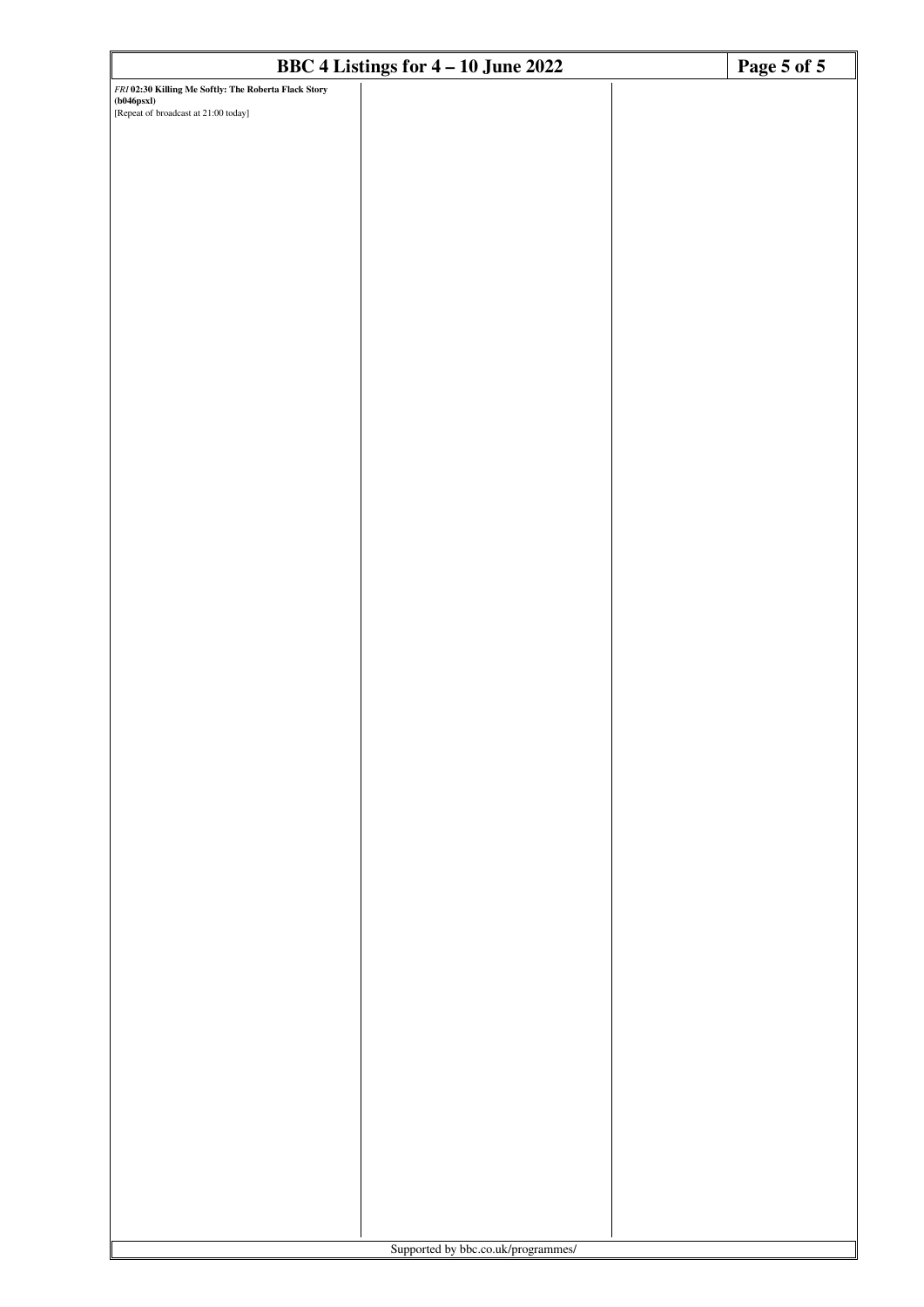*FRI* **02:30 Killing Me Softly: The Roberta Flack Story (b046psxl)**
[Repeat of broadcast at 21:00 today]